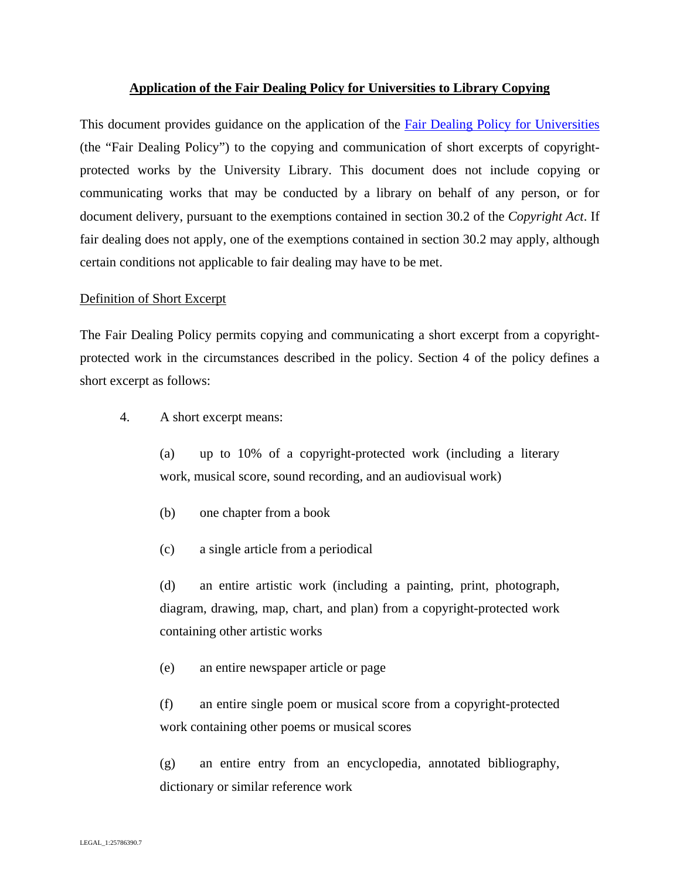# Application of the Fair Dealing Policy for Universities to Library Copying

This document provides guidance on the application of the [Fair Dealing Policy for Universities] (the "Fair Dealing Policy") to the copying and communication of short excerpts of copyright-protected works by the University Library. This document does not include copying or communicating works that may be conducted by a library on behalf of any person, or for document delivery, pursuant to the exemptions contained in section 30.2 of the *Copyright Act*. If fair dealing does not apply, one of the exemptions contained in section 30.2 may apply, although certain conditions not applicable to fair dealing may have to be met.

## Definition of Short Excerpt

The Fair Dealing Policy permits copying and communicating a short excerpt from a copyright-protected work in the circumstances described in the policy. Section 4 of the policy defines a short excerpt as follows:

4. A short excerpt means:

   (a) up to 10% of a copyright-protected work (including a literary work, musical score, sound recording, and an audiovisual work)

   (b) one chapter from a book

   (c) a single article from a periodical

   (d) an entire artistic work (including a painting, print, photograph, diagram, drawing, map, chart, and plan) from a copyright-protected work containing other artistic works

   (e) an entire newspaper article or page

   (f) an entire single poem or musical score from a copyright-protected work containing other poems or musical scores

   (g) an entire entry from an encyclopedia, annotated bibliography, dictionary or similar reference work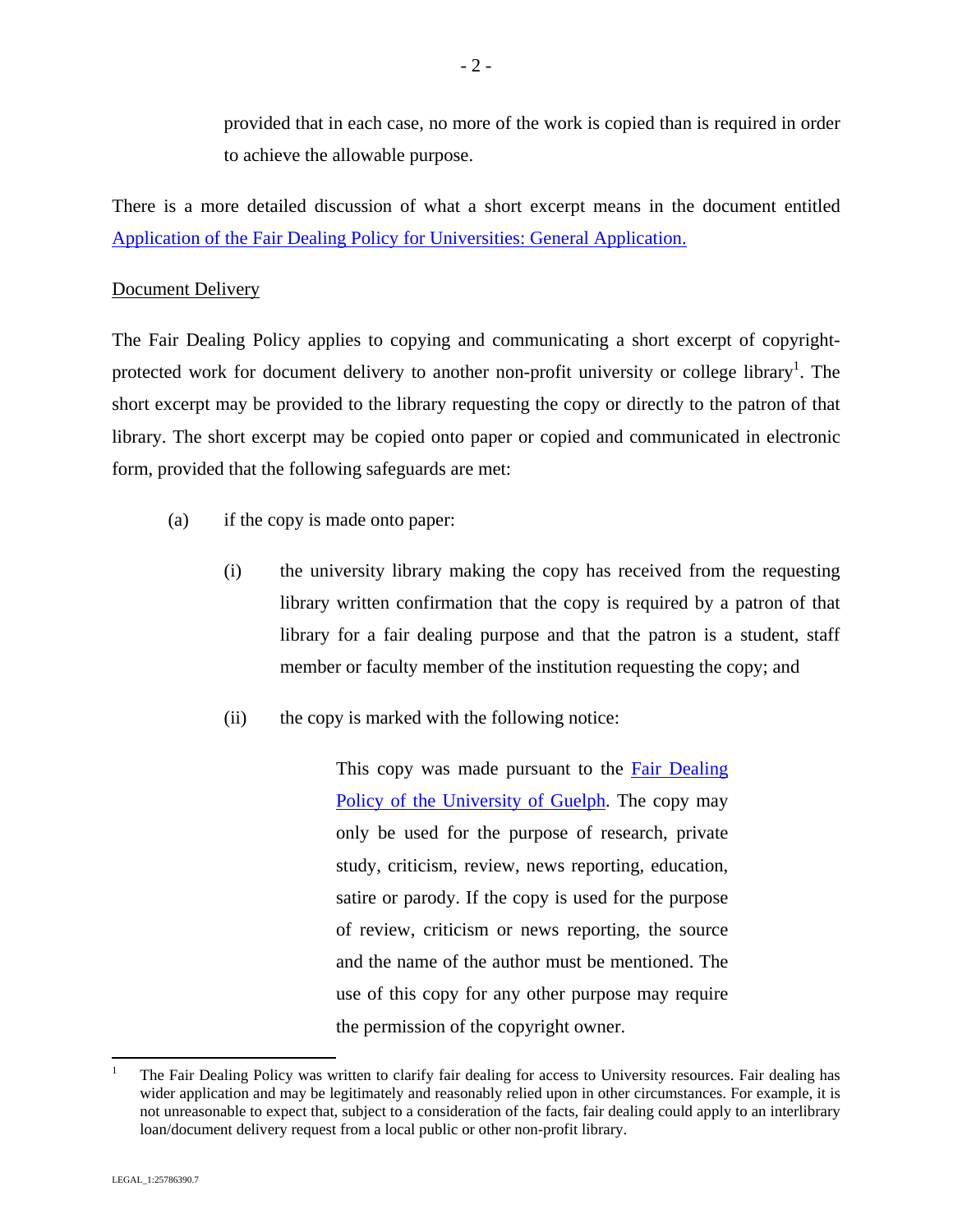provided that in each case, no more of the work is copied than is required in order to achieve the allowable purpose.

There is a more detailed discussion of what a short excerpt means in the document entitled [Application of the Fair Dealing Policy for Universities: General Application.]()

<u>Document Delivery</u>

The Fair Dealing Policy applies to copying and communicating a short excerpt of copyright-protected work for document delivery to another non-profit university or college library[1]. The short excerpt may be provided to the library requesting the copy or directly to the patron of that library. The short excerpt may be copied onto paper or copied and communicated in electronic form, provided that the following safeguards are met:

(a) if the copy is made onto paper:

  (i) the university library making the copy has received from the requesting library written confirmation that the copy is required by a patron of that library for a fair dealing purpose and that the patron is a student, staff member or faculty member of the institution requesting the copy; and

  (ii) the copy is marked with the following notice:

> This copy was made pursuant to the [Fair Dealing Policy of the University of Guelph](). The copy may only be used for the purpose of research, private study, criticism, review, news reporting, education, satire or parody. If the copy is used for the purpose of review, criticism or news reporting, the source and the name of the author must be mentioned. The use of this copy for any other purpose may require the permission of the copyright owner.

---

[1] The Fair Dealing Policy was written to clarify fair dealing for access to University resources. Fair dealing has wider application and may be legitimately and reasonably relied upon in other circumstances. For example, it is not unreasonable to expect that, subject to a consideration of the facts, fair dealing could apply to an interlibrary loan/document delivery request from a local public or other non-profit library.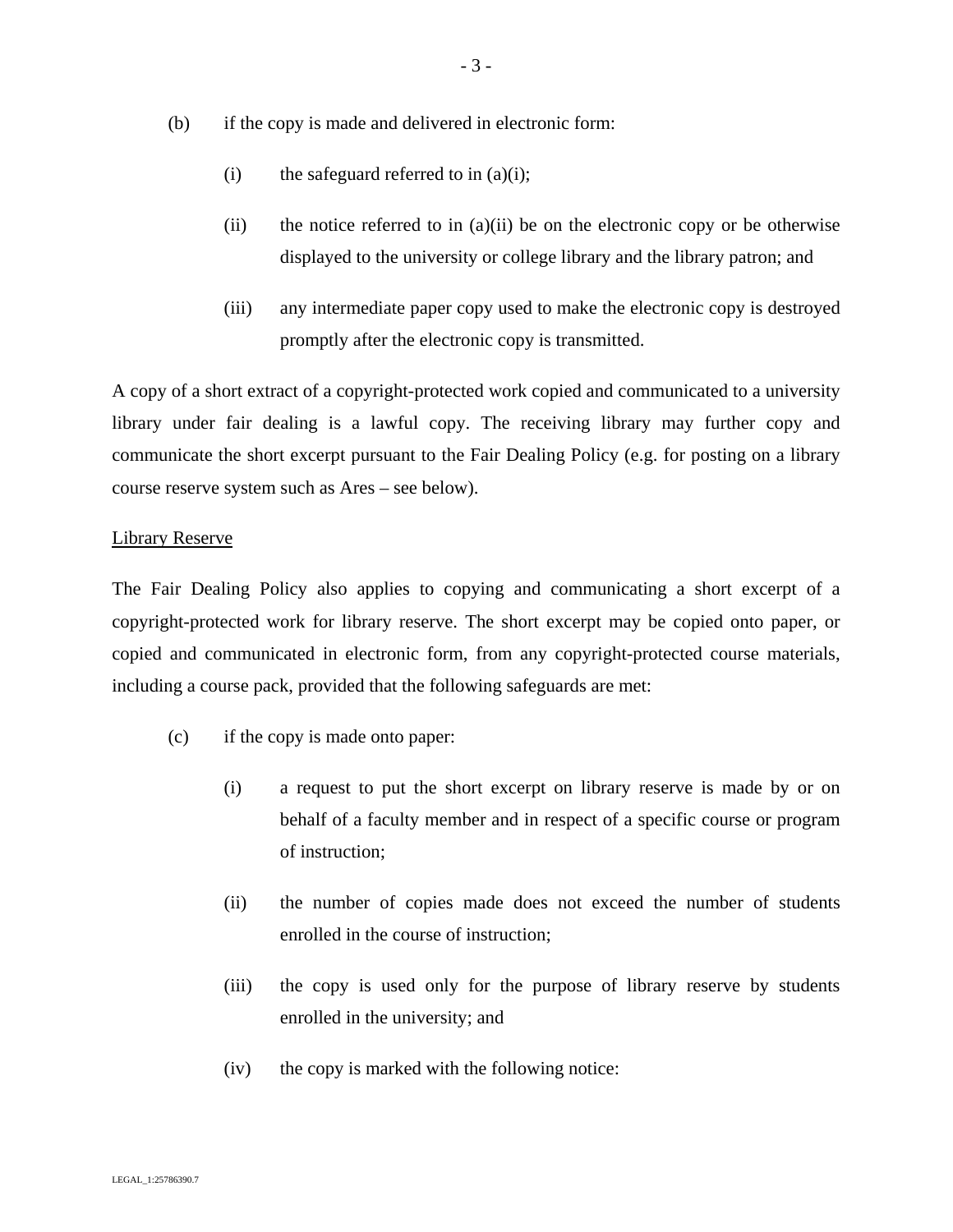(b) if the copy is made and delivered in electronic form:

  (i) the safeguard referred to in (a)(i);

  (ii) the notice referred to in (a)(ii) be on the electronic copy or be otherwise displayed to the university or college library and the library patron; and

  (iii) any intermediate paper copy used to make the electronic copy is destroyed promptly after the electronic copy is transmitted.

A copy of a short extract of a copyright-protected work copied and communicated to a university library under fair dealing is a lawful copy. The receiving library may further copy and communicate the short excerpt pursuant to the Fair Dealing Policy (e.g. for posting on a library course reserve system such as Ares – see below).

<u>Library Reserve</u>

The Fair Dealing Policy also applies to copying and communicating a short excerpt of a copyright-protected work for library reserve. The short excerpt may be copied onto paper, or copied and communicated in electronic form, from any copyright-protected course materials, including a course pack, provided that the following safeguards are met:

(c) if the copy is made onto paper:

  (i) a request to put the short excerpt on library reserve is made by or on behalf of a faculty member and in respect of a specific course or program of instruction;

  (ii) the number of copies made does not exceed the number of students enrolled in the course of instruction;

  (iii) the copy is used only for the purpose of library reserve by students enrolled in the university; and

  (iv) the copy is marked with the following notice: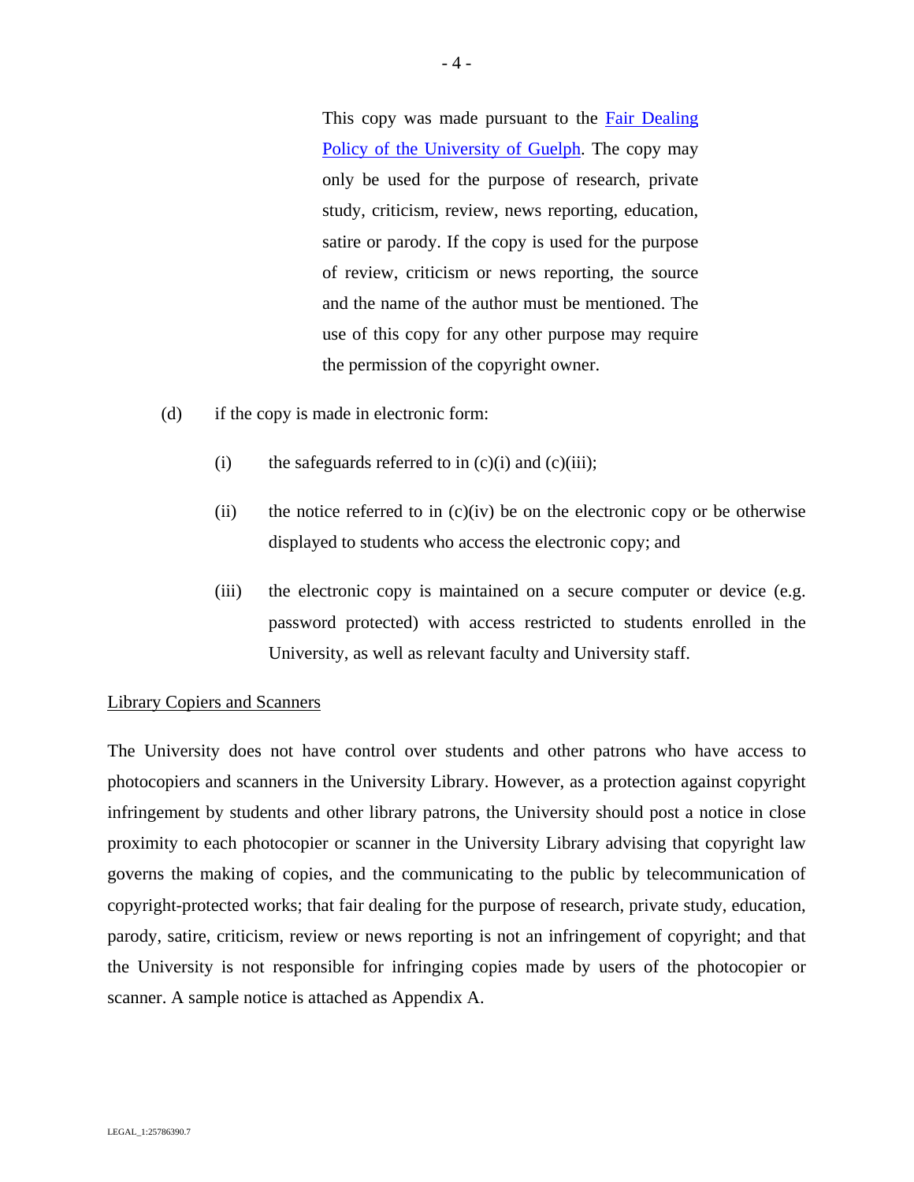> This copy was made pursuant to the [Fair Dealing Policy of the University of Guelph](). The copy may only be used for the purpose of research, private study, criticism, review, news reporting, education, satire or parody. If the copy is used for the purpose of review, criticism or news reporting, the source and the name of the author must be mentioned. The use of this copy for any other purpose may require the permission of the copyright owner.

(d) if the copy is made in electronic form:

  (i) the safeguards referred to in (c)(i) and (c)(iii);

  (ii) the notice referred to in (c)(iv) be on the electronic copy or be otherwise displayed to students who access the electronic copy; and

  (iii) the electronic copy is maintained on a secure computer or device (e.g. password protected) with access restricted to students enrolled in the University, as well as relevant faculty and University staff.

<u>Library Copiers and Scanners</u>

The University does not have control over students and other patrons who have access to photocopiers and scanners in the University Library. However, as a protection against copyright infringement by students and other library patrons, the University should post a notice in close proximity to each photocopier or scanner in the University Library advising that copyright law governs the making of copies, and the communicating to the public by telecommunication of copyright-protected works; that fair dealing for the purpose of research, private study, education, parody, satire, criticism, review or news reporting is not an infringement of copyright; and that the University is not responsible for infringing copies made by users of the photocopier or scanner. A sample notice is attached as Appendix A.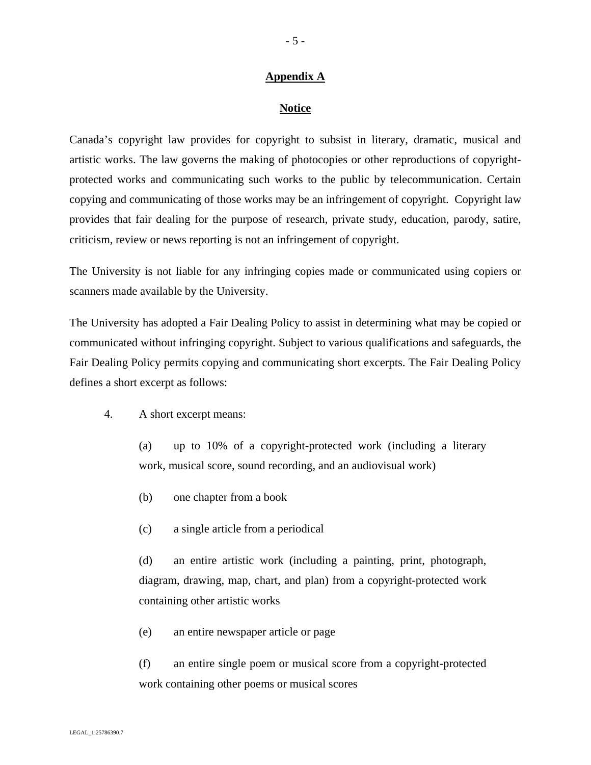## Appendix A

## Notice

Canada's copyright law provides for copyright to subsist in literary, dramatic, musical and artistic works. The law governs the making of photocopies or other reproductions of copyright-protected works and communicating such works to the public by telecommunication. Certain copying and communicating of those works may be an infringement of copyright. Copyright law provides that fair dealing for the purpose of research, private study, education, parody, satire, criticism, review or news reporting is not an infringement of copyright.

The University is not liable for any infringing copies made or communicated using copiers or scanners made available by the University.

The University has adopted a Fair Dealing Policy to assist in determining what may be copied or communicated without infringing copyright. Subject to various qualifications and safeguards, the Fair Dealing Policy permits copying and communicating short excerpts. The Fair Dealing Policy defines a short excerpt as follows:

> 4. A short excerpt means:
>
> (a) up to 10% of a copyright-protected work (including a literary work, musical score, sound recording, and an audiovisual work)
>
> (b) one chapter from a book
>
> (c) a single article from a periodical
>
> (d) an entire artistic work (including a painting, print, photograph, diagram, drawing, map, chart, and plan) from a copyright-protected work containing other artistic works
>
> (e) an entire newspaper article or page
>
> (f) an entire single poem or musical score from a copyright-protected work containing other poems or musical scores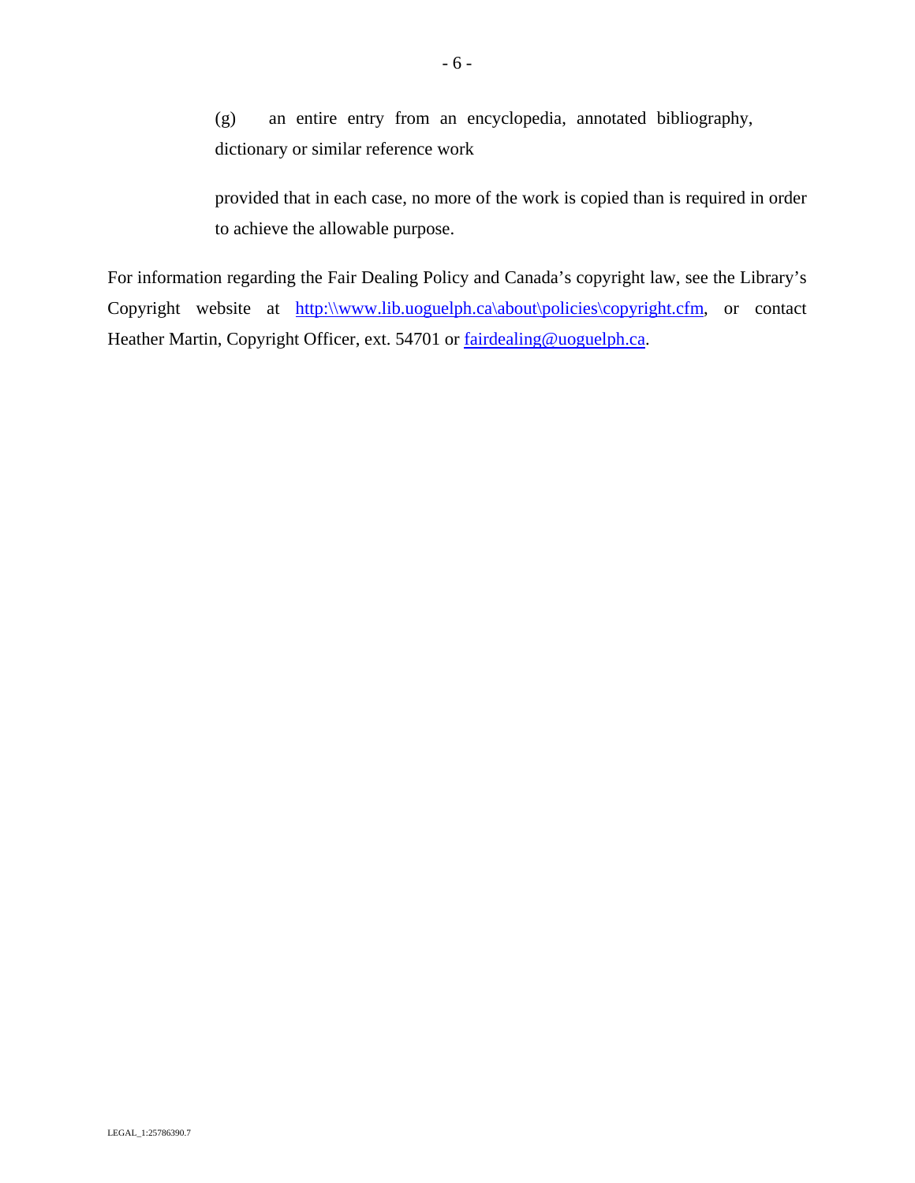(g) an entire entry from an encyclopedia, annotated bibliography, dictionary or similar reference work

provided that in each case, no more of the work is copied than is required in order to achieve the allowable purpose.

For information regarding the Fair Dealing Policy and Canada's copyright law, see the Library's Copyright website at http:\\www.lib.uoguelph.ca\about\policies\copyright.cfm, or contact Heather Martin, Copyright Officer, ext. 54701 or fairdealing@uoguelph.ca.

LEGAL_1:25786390.7